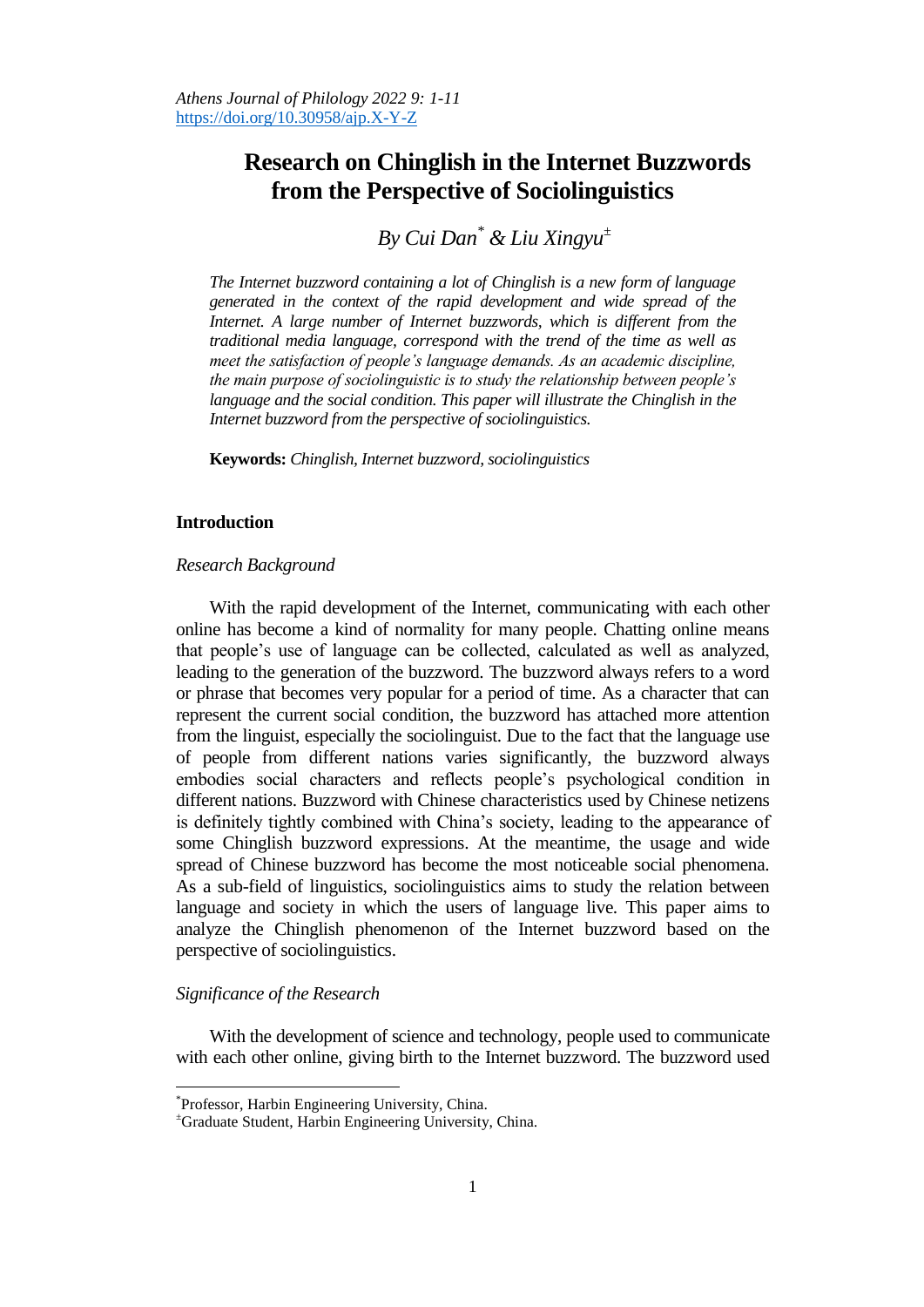# Research on Chinglish in the Internet Buzzwords from the Perspective of Sociolinguistics

*By Cui Dan[*] & Liu Xingyu[±]*

*The Internet buzzword containing a lot of Chinglish is a new form of language generated in the context of the rapid development and wide spread of the Internet. A large number of Internet buzzwords, which is different from the traditional media language, correspond with the trend of the time as well as meet the satisfaction of people's language demands. As an academic discipline, the main purpose of sociolinguistic is to study the relationship between people's language and the social condition. This paper will illustrate the Chinglish in the Internet buzzword from the perspective of sociolinguistics.*

**Keywords:** *Chinglish, Internet buzzword, sociolinguistics*

## Introduction

### *Research Background*

With the rapid development of the Internet, communicating with each other online has become a kind of normality for many people. Chatting online means that people's use of language can be collected, calculated as well as analyzed, leading to the generation of the buzzword. The buzzword always refers to a word or phrase that becomes very popular for a period of time. As a character that can represent the current social condition, the buzzword has attached more attention from the linguist, especially the sociolinguist. Due to the fact that the language use of people from different nations varies significantly, the buzzword always embodies social characters and reflects people's psychological condition in different nations. Buzzword with Chinese characteristics used by Chinese netizens is definitely tightly combined with China's society, leading to the appearance of some Chinglish buzzword expressions. At the meantime, the usage and wide spread of Chinese buzzword has become the most noticeable social phenomena. As a sub-field of linguistics, sociolinguistics aims to study the relation between language and society in which the users of language live. This paper aims to analyze the Chinglish phenomenon of the Internet buzzword based on the perspective of sociolinguistics.

### *Significance of the Research*

With the development of science and technology, people used to communicate with each other online, giving birth to the Internet buzzword. The buzzword used

---

[*]Professor, Harbin Engineering University, China.

[±]Graduate Student, Harbin Engineering University, China.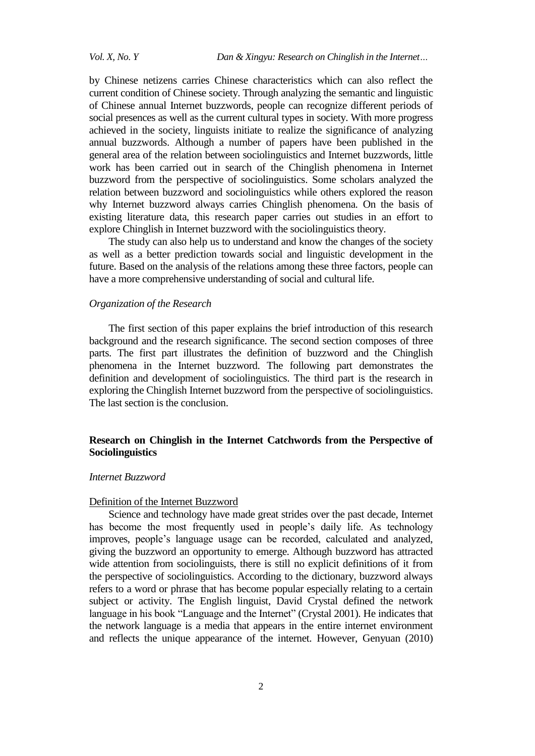by Chinese netizens carries Chinese characteristics which can also reflect the current condition of Chinese society. Through analyzing the semantic and linguistic of Chinese annual Internet buzzwords, people can recognize different periods of social presences as well as the current cultural types in society. With more progress achieved in the society, linguists initiate to realize the significance of analyzing annual buzzwords. Although a number of papers have been published in the general area of the relation between sociolinguistics and Internet buzzwords, little work has been carried out in search of the Chinglish phenomena in Internet buzzword from the perspective of sociolinguistics. Some scholars analyzed the relation between buzzword and sociolinguistics while others explored the reason why Internet buzzword always carries Chinglish phenomena. On the basis of existing literature data, this research paper carries out studies in an effort to explore Chinglish in Internet buzzword with the sociolinguistics theory.

The study can also help us to understand and know the changes of the society as well as a better prediction towards social and linguistic development in the future. Based on the analysis of the relations among these three factors, people can have a more comprehensive understanding of social and cultural life.

*Organization of the Research*

The first section of this paper explains the brief introduction of this research background and the research significance. The second section composes of three parts. The first part illustrates the definition of buzzword and the Chinglish phenomena in the Internet buzzword. The following part demonstrates the definition and development of sociolinguistics. The third part is the research in exploring the Chinglish Internet buzzword from the perspective of sociolinguistics. The last section is the conclusion.

## Research on Chinglish in the Internet Catchwords from the Perspective of Sociolinguistics

### *Internet Buzzword*

#### Definition of the Internet Buzzword

Science and technology have made great strides over the past decade, Internet has become the most frequently used in people's daily life. As technology improves, people's language usage can be recorded, calculated and analyzed, giving the buzzword an opportunity to emerge. Although buzzword has attracted wide attention from sociolinguists, there is still no explicit definitions of it from the perspective of sociolinguistics. According to the dictionary, buzzword always refers to a word or phrase that has become popular especially relating to a certain subject or activity. The English linguist, David Crystal defined the network language in his book "Language and the Internet" (Crystal 2001). He indicates that the network language is a media that appears in the entire internet environment and reflects the unique appearance of the internet. However, Genyuan (2010)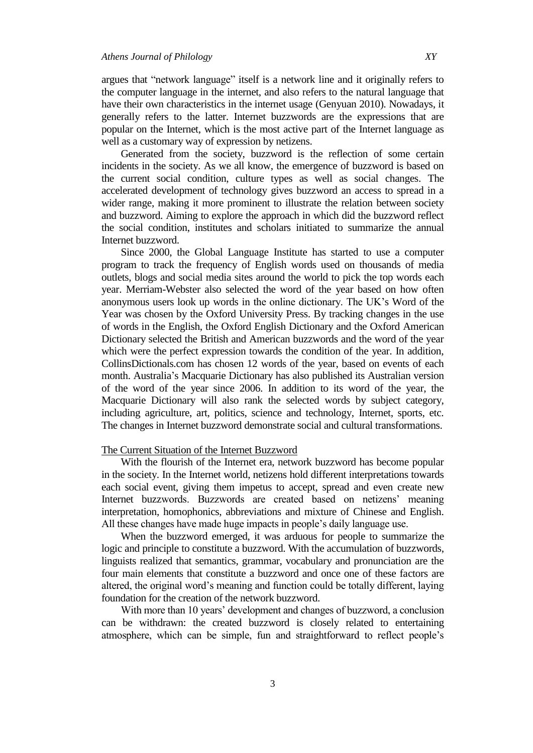argues that "network language" itself is a network line and it originally refers to the computer language in the internet, and also refers to the natural language that have their own characteristics in the internet usage (Genyuan 2010). Nowadays, it generally refers to the latter. Internet buzzwords are the expressions that are popular on the Internet, which is the most active part of the Internet language as well as a customary way of expression by netizens.

Generated from the society, buzzword is the reflection of some certain incidents in the society. As we all know, the emergence of buzzword is based on the current social condition, culture types as well as social changes. The accelerated development of technology gives buzzword an access to spread in a wider range, making it more prominent to illustrate the relation between society and buzzword. Aiming to explore the approach in which did the buzzword reflect the social condition, institutes and scholars initiated to summarize the annual Internet buzzword.

Since 2000, the Global Language Institute has started to use a computer program to track the frequency of English words used on thousands of media outlets, blogs and social media sites around the world to pick the top words each year. Merriam-Webster also selected the word of the year based on how often anonymous users look up words in the online dictionary. The UK's Word of the Year was chosen by the Oxford University Press. By tracking changes in the use of words in the English, the Oxford English Dictionary and the Oxford American Dictionary selected the British and American buzzwords and the word of the year which were the perfect expression towards the condition of the year. In addition, CollinsDictionals.com has chosen 12 words of the year, based on events of each month. Australia's Macquarie Dictionary has also published its Australian version of the word of the year since 2006. In addition to its word of the year, the Macquarie Dictionary will also rank the selected words by subject category, including agriculture, art, politics, science and technology, Internet, sports, etc. The changes in Internet buzzword demonstrate social and cultural transformations.

### The Current Situation of the Internet Buzzword

With the flourish of the Internet era, network buzzword has become popular in the society. In the Internet world, netizens hold different interpretations towards each social event, giving them impetus to accept, spread and even create new Internet buzzwords. Buzzwords are created based on netizens' meaning interpretation, homophonics, abbreviations and mixture of Chinese and English. All these changes have made huge impacts in people's daily language use.

When the buzzword emerged, it was arduous for people to summarize the logic and principle to constitute a buzzword. With the accumulation of buzzwords, linguists realized that semantics, grammar, vocabulary and pronunciation are the four main elements that constitute a buzzword and once one of these factors are altered, the original word's meaning and function could be totally different, laying foundation for the creation of the network buzzword.

With more than 10 years' development and changes of buzzword, a conclusion can be withdrawn: the created buzzword is closely related to entertaining atmosphere, which can be simple, fun and straightforward to reflect people's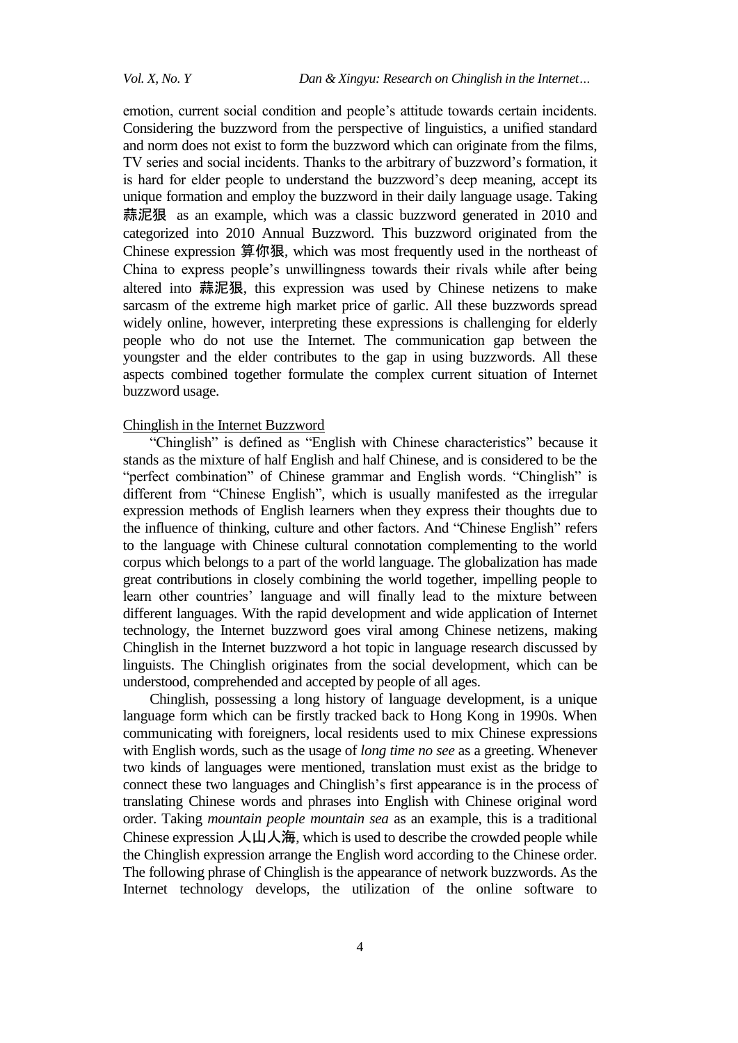emotion, current social condition and people's attitude towards certain incidents. Considering the buzzword from the perspective of linguistics, a unified standard and norm does not exist to form the buzzword which can originate from the films, TV series and social incidents. Thanks to the arbitrary of buzzword's formation, it is hard for elder people to understand the buzzword's deep meaning, accept its unique formation and employ the buzzword in their daily language usage. Taking **蒜泥狠** as an example, which was a classic buzzword generated in 2010 and categorized into 2010 Annual Buzzword. This buzzword originated from the Chinese expression **算你狠**, which was most frequently used in the northeast of China to express people's unwillingness towards their rivals while after being altered into **蒜泥狠**, this expression was used by Chinese netizens to make sarcasm of the extreme high market price of garlic. All these buzzwords spread widely online, however, interpreting these expressions is challenging for elderly people who do not use the Internet. The communication gap between the youngster and the elder contributes to the gap in using buzzwords. All these aspects combined together formulate the complex current situation of Internet buzzword usage.

<u>Chinglish in the Internet Buzzword</u>

"Chinglish" is defined as "English with Chinese characteristics" because it stands as the mixture of half English and half Chinese, and is considered to be the "perfect combination" of Chinese grammar and English words. "Chinglish" is different from "Chinese English", which is usually manifested as the irregular expression methods of English learners when they express their thoughts due to the influence of thinking, culture and other factors. And "Chinese English" refers to the language with Chinese cultural connotation complementing to the world corpus which belongs to a part of the world language. The globalization has made great contributions in closely combining the world together, impelling people to learn other countries' language and will finally lead to the mixture between different languages. With the rapid development and wide application of Internet technology, the Internet buzzword goes viral among Chinese netizens, making Chinglish in the Internet buzzword a hot topic in language research discussed by linguists. The Chinglish originates from the social development, which can be understood, comprehended and accepted by people of all ages.

Chinglish, possessing a long history of language development, is a unique language form which can be firstly tracked back to Hong Kong in 1990s. When communicating with foreigners, local residents used to mix Chinese expressions with English words, such as the usage of *long time no see* as a greeting. Whenever two kinds of languages were mentioned, translation must exist as the bridge to connect these two languages and Chinglish's first appearance is in the process of translating Chinese words and phrases into English with Chinese original word order. Taking *mountain people mountain sea* as an example, this is a traditional Chinese expression **人山人海**, which is used to describe the crowded people while the Chinglish expression arrange the English word according to the Chinese order. The following phrase of Chinglish is the appearance of network buzzwords. As the Internet technology develops, the utilization of the online software to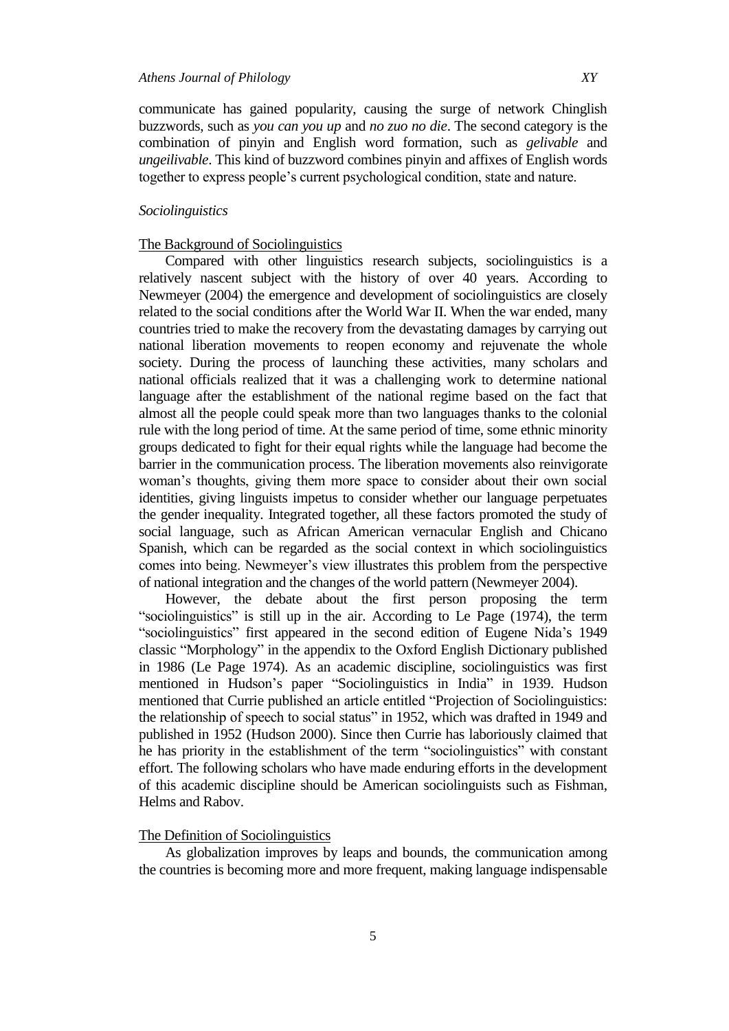communicate has gained popularity, causing the surge of network Chinglish buzzwords, such as *you can you up* and *no zuo no die*. The second category is the combination of pinyin and English word formation, such as *gelivable* and *ungeilivable*. This kind of buzzword combines pinyin and affixes of English words together to express people's current psychological condition, state and nature.

### *Sociolinguistics*

#### The Background of Sociolinguistics

Compared with other linguistics research subjects, sociolinguistics is a relatively nascent subject with the history of over 40 years. According to Newmeyer (2004) the emergence and development of sociolinguistics are closely related to the social conditions after the World War II. When the war ended, many countries tried to make the recovery from the devastating damages by carrying out national liberation movements to reopen economy and rejuvenate the whole society. During the process of launching these activities, many scholars and national officials realized that it was a challenging work to determine national language after the establishment of the national regime based on the fact that almost all the people could speak more than two languages thanks to the colonial rule with the long period of time. At the same period of time, some ethnic minority groups dedicated to fight for their equal rights while the language had become the barrier in the communication process. The liberation movements also reinvigorate woman's thoughts, giving them more space to consider about their own social identities, giving linguists impetus to consider whether our language perpetuates the gender inequality. Integrated together, all these factors promoted the study of social language, such as African American vernacular English and Chicano Spanish, which can be regarded as the social context in which sociolinguistics comes into being. Newmeyer's view illustrates this problem from the perspective of national integration and the changes of the world pattern (Newmeyer 2004).

However, the debate about the first person proposing the term "sociolinguistics" is still up in the air. According to Le Page (1974), the term "sociolinguistics" first appeared in the second edition of Eugene Nida's 1949 classic "Morphology" in the appendix to the Oxford English Dictionary published in 1986 (Le Page 1974). As an academic discipline, sociolinguistics was first mentioned in Hudson's paper "Sociolinguistics in India" in 1939. Hudson mentioned that Currie published an article entitled "Projection of Sociolinguistics: the relationship of speech to social status" in 1952, which was drafted in 1949 and published in 1952 (Hudson 2000). Since then Currie has laboriously claimed that he has priority in the establishment of the term "sociolinguistics" with constant effort. The following scholars who have made enduring efforts in the development of this academic discipline should be American sociolinguists such as Fishman, Helms and Rabov.

#### The Definition of Sociolinguistics

As globalization improves by leaps and bounds, the communication among the countries is becoming more and more frequent, making language indispensable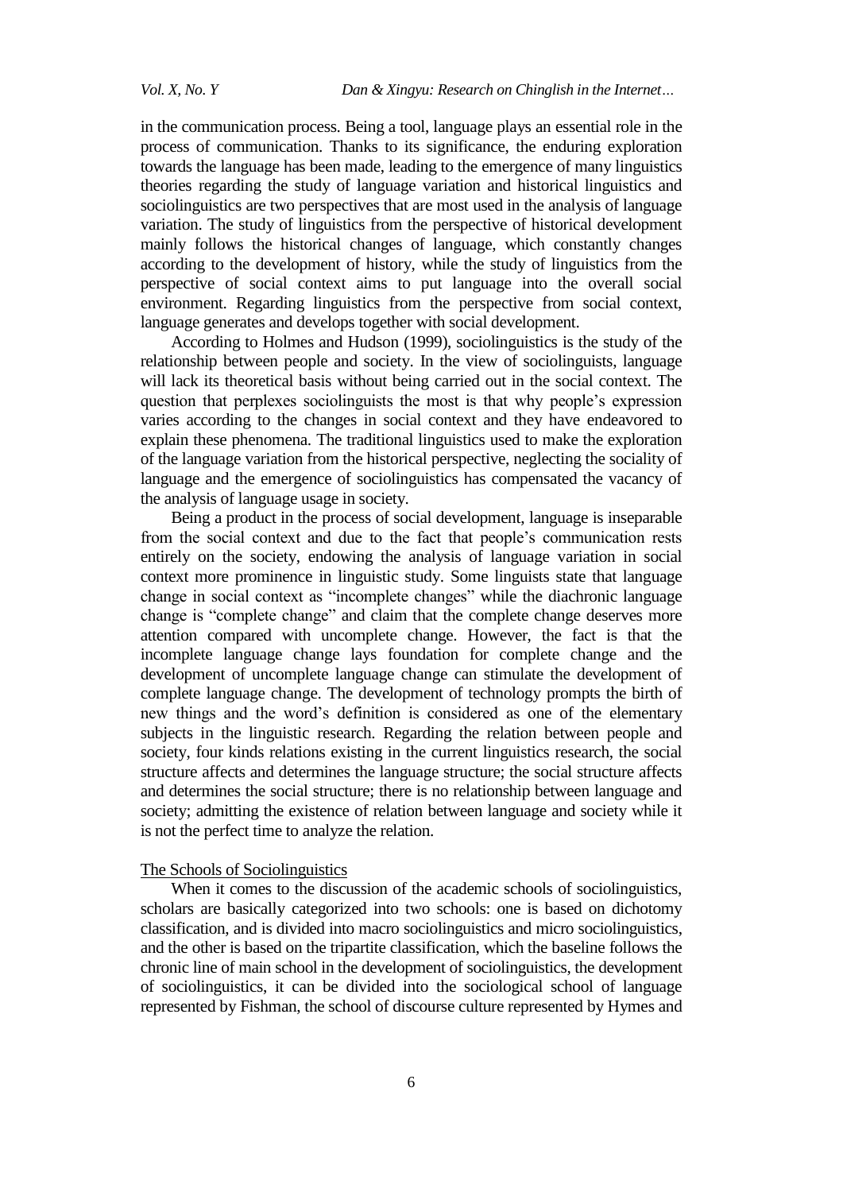in the communication process. Being a tool, language plays an essential role in the process of communication. Thanks to its significance, the enduring exploration towards the language has been made, leading to the emergence of many linguistics theories regarding the study of language variation and historical linguistics and sociolinguistics are two perspectives that are most used in the analysis of language variation. The study of linguistics from the perspective of historical development mainly follows the historical changes of language, which constantly changes according to the development of history, while the study of linguistics from the perspective of social context aims to put language into the overall social environment. Regarding linguistics from the perspective from social context, language generates and develops together with social development.

According to Holmes and Hudson (1999), sociolinguistics is the study of the relationship between people and society. In the view of sociolinguists, language will lack its theoretical basis without being carried out in the social context. The question that perplexes sociolinguists the most is that why people's expression varies according to the changes in social context and they have endeavored to explain these phenomena. The traditional linguistics used to make the exploration of the language variation from the historical perspective, neglecting the sociality of language and the emergence of sociolinguistics has compensated the vacancy of the analysis of language usage in society.

Being a product in the process of social development, language is inseparable from the social context and due to the fact that people's communication rests entirely on the society, endowing the analysis of language variation in social context more prominence in linguistic study. Some linguists state that language change in social context as "incomplete changes" while the diachronic language change is "complete change" and claim that the complete change deserves more attention compared with uncomplete change. However, the fact is that the incomplete language change lays foundation for complete change and the development of uncomplete language change can stimulate the development of complete language change. The development of technology prompts the birth of new things and the word's definition is considered as one of the elementary subjects in the linguistic research. Regarding the relation between people and society, four kinds relations existing in the current linguistics research, the social structure affects and determines the language structure; the social structure affects and determines the social structure; there is no relationship between language and society; admitting the existence of relation between language and society while it is not the perfect time to analyze the relation.

The Schools of Sociolinguistics

When it comes to the discussion of the academic schools of sociolinguistics, scholars are basically categorized into two schools: one is based on dichotomy classification, and is divided into macro sociolinguistics and micro sociolinguistics, and the other is based on the tripartite classification, which the baseline follows the chronic line of main school in the development of sociolinguistics, the development of sociolinguistics, it can be divided into the sociological school of language represented by Fishman, the school of discourse culture represented by Hymes and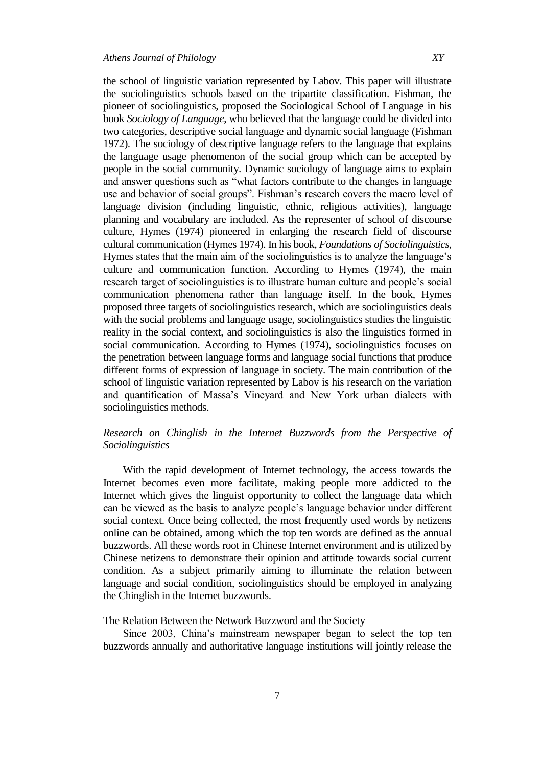the school of linguistic variation represented by Labov. This paper will illustrate the sociolinguistics schools based on the tripartite classification. Fishman, the pioneer of sociolinguistics, proposed the Sociological School of Language in his book *Sociology of Language*, who believed that the language could be divided into two categories, descriptive social language and dynamic social language (Fishman 1972). The sociology of descriptive language refers to the language that explains the language usage phenomenon of the social group which can be accepted by people in the social community. Dynamic sociology of language aims to explain and answer questions such as "what factors contribute to the changes in language use and behavior of social groups". Fishman's research covers the macro level of language division (including linguistic, ethnic, religious activities), language planning and vocabulary are included. As the representer of school of discourse culture, Hymes (1974) pioneered in enlarging the research field of discourse cultural communication (Hymes 1974). In his book, *Foundations of Sociolinguistics*, Hymes states that the main aim of the sociolinguistics is to analyze the language's culture and communication function. According to Hymes (1974), the main research target of sociolinguistics is to illustrate human culture and people's social communication phenomena rather than language itself. In the book, Hymes proposed three targets of sociolinguistics research, which are sociolinguistics deals with the social problems and language usage, sociolinguistics studies the linguistic reality in the social context, and sociolinguistics is also the linguistics formed in social communication. According to Hymes (1974), sociolinguistics focuses on the penetration between language forms and language social functions that produce different forms of expression of language in society. The main contribution of the school of linguistic variation represented by Labov is his research on the variation and quantification of Massa's Vineyard and New York urban dialects with sociolinguistics methods.

## *Research on Chinglish in the Internet Buzzwords from the Perspective of Sociolinguistics*

With the rapid development of Internet technology, the access towards the Internet becomes even more facilitate, making people more addicted to the Internet which gives the linguist opportunity to collect the language data which can be viewed as the basis to analyze people's language behavior under different social context. Once being collected, the most frequently used words by netizens online can be obtained, among which the top ten words are defined as the annual buzzwords. All these words root in Chinese Internet environment and is utilized by Chinese netizens to demonstrate their opinion and attitude towards social current condition. As a subject primarily aiming to illuminate the relation between language and social condition, sociolinguistics should be employed in analyzing the Chinglish in the Internet buzzwords.

### The Relation Between the Network Buzzword and the Society

Since 2003, China's mainstream newspaper began to select the top ten buzzwords annually and authoritative language institutions will jointly release the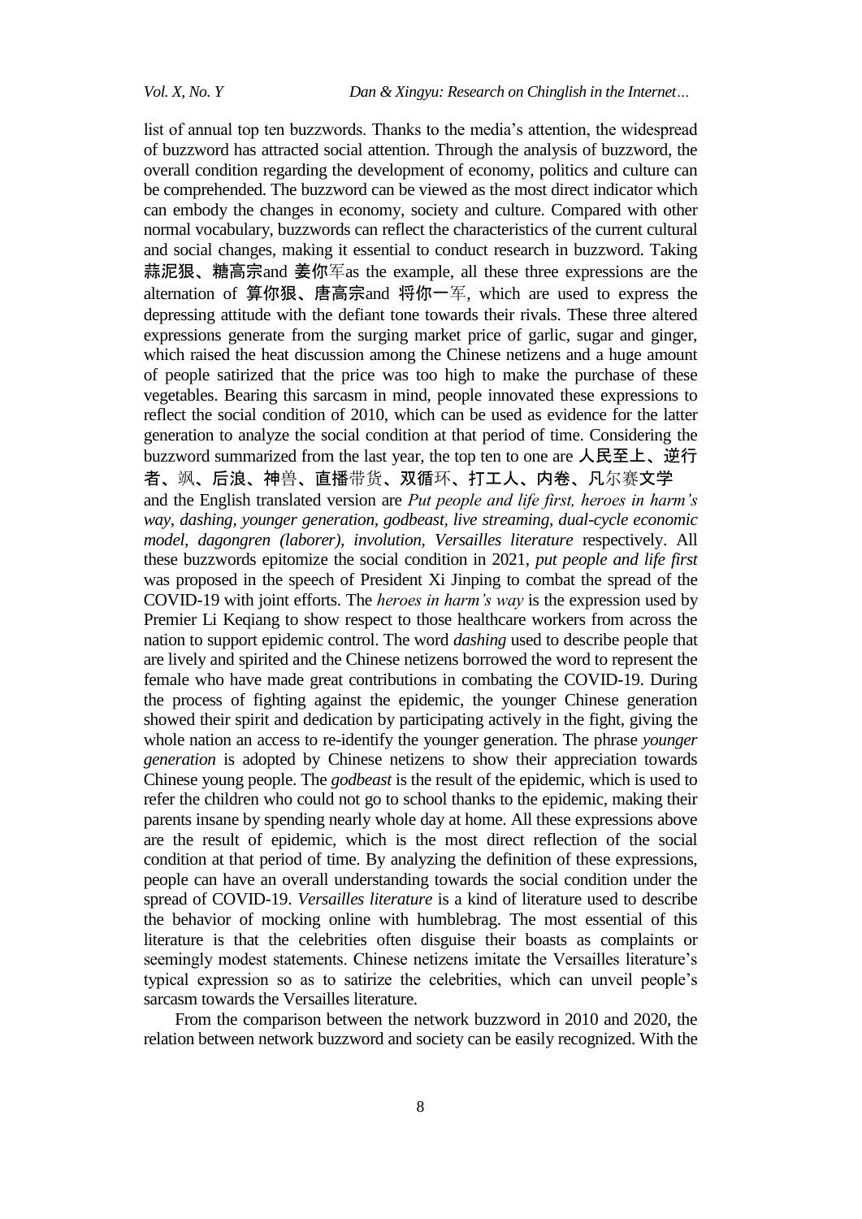list of annual top ten buzzwords. Thanks to the media's attention, the widespread of buzzword has attracted social attention. Through the analysis of buzzword, the overall condition regarding the development of economy, politics and culture can be comprehended. The buzzword can be viewed as the most direct indicator which can embody the changes in economy, society and culture. Compared with other normal vocabulary, buzzwords can reflect the characteristics of the current cultural and social changes, making it essential to conduct research in buzzword. Taking 蒜泥狠、糖高宗and 姜你军as the example, all these three expressions are the alternation of 算你狠、唐高宗and 将你一军, which are used to express the depressing attitude with the defiant tone towards their rivals. These three altered expressions generate from the surging market price of garlic, sugar and ginger, which raised the heat discussion among the Chinese netizens and a huge amount of people satirized that the price was too high to make the purchase of these vegetables. Bearing this sarcasm in mind, people innovated these expressions to reflect the social condition of 2010, which can be used as evidence for the latter generation to analyze the social condition at that period of time. Considering the buzzword summarized from the last year, the top ten to one are 人民至上、逆行者、飒、后浪、神兽、直播带货、双循环、打工人、内卷、凡尔赛文学 and the English translated version are *Put people and life first, heroes in harm's way, dashing, younger generation, godbeast, live streaming, dual-cycle economic model, dagongren (laborer), involution, Versailles literature* respectively. All these buzzwords epitomize the social condition in 2021, *put people and life first* was proposed in the speech of President Xi Jinping to combat the spread of the COVID-19 with joint efforts. The *heroes in harm's way* is the expression used by Premier Li Keqiang to show respect to those healthcare workers from across the nation to support epidemic control. The word *dashing* used to describe people that are lively and spirited and the Chinese netizens borrowed the word to represent the female who have made great contributions in combating the COVID-19. During the process of fighting against the epidemic, the younger Chinese generation showed their spirit and dedication by participating actively in the fight, giving the whole nation an access to re-identify the younger generation. The phrase *younger generation* is adopted by Chinese netizens to show their appreciation towards Chinese young people. The *godbeast* is the result of the epidemic, which is used to refer the children who could not go to school thanks to the epidemic, making their parents insane by spending nearly whole day at home. All these expressions above are the result of epidemic, which is the most direct reflection of the social condition at that period of time. By analyzing the definition of these expressions, people can have an overall understanding towards the social condition under the spread of COVID-19. *Versailles literature* is a kind of literature used to describe the behavior of mocking online with humblebrag. The most essential of this literature is that the celebrities often disguise their boasts as complaints or seemingly modest statements. Chinese netizens imitate the Versailles literature's typical expression so as to satirize the celebrities, which can unveil people's sarcasm towards the Versailles literature.

From the comparison between the network buzzword in 2010 and 2020, the relation between network buzzword and society can be easily recognized. With the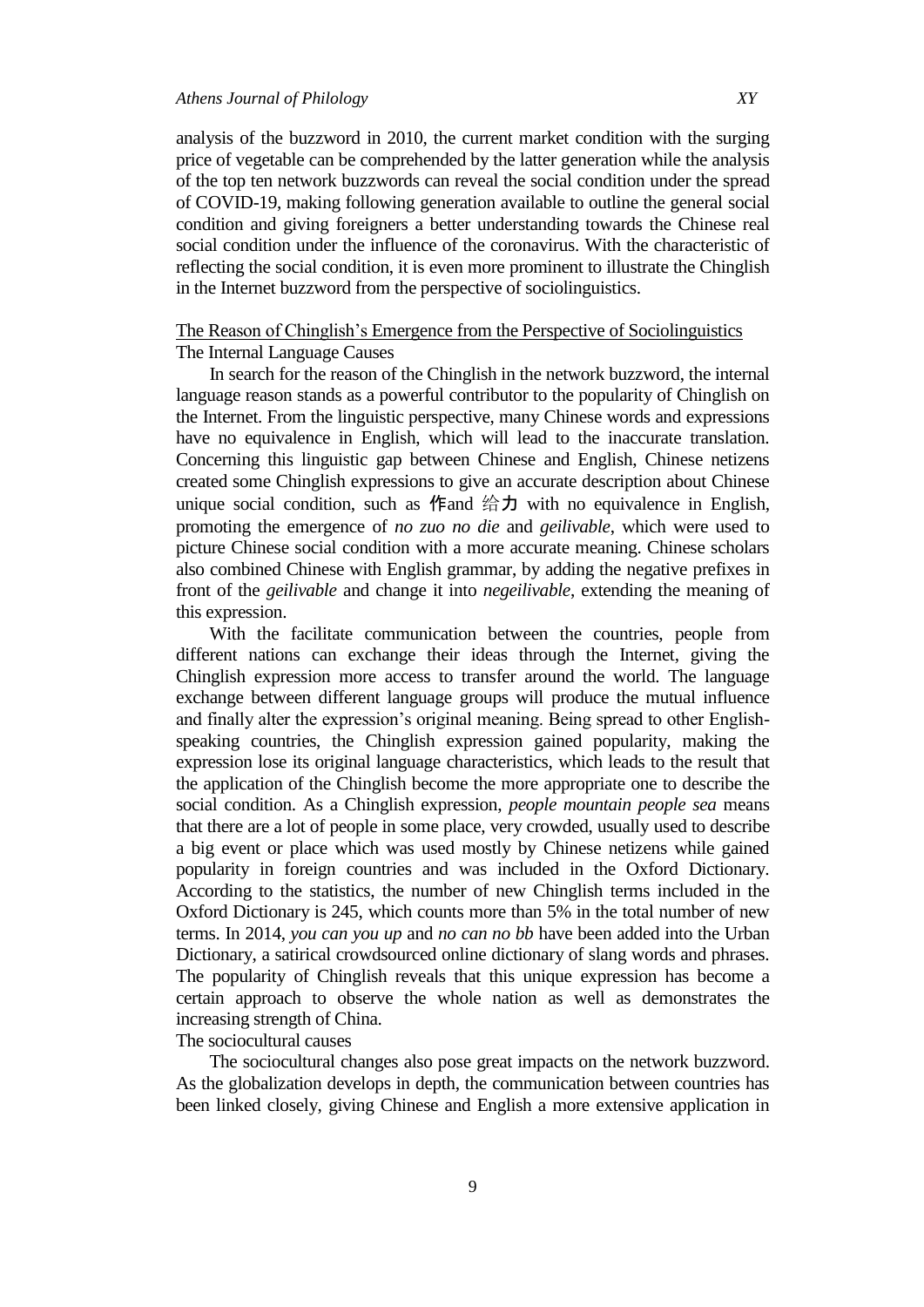analysis of the buzzword in 2010, the current market condition with the surging price of vegetable can be comprehended by the latter generation while the analysis of the top ten network buzzwords can reveal the social condition under the spread of COVID-19, making following generation available to outline the general social condition and giving foreigners a better understanding towards the Chinese real social condition under the influence of the coronavirus. With the characteristic of reflecting the social condition, it is even more prominent to illustrate the Chinglish in the Internet buzzword from the perspective of sociolinguistics.

## The Reason of Chinglish's Emergence from the Perspective of Sociolinguistics

### The Internal Language Causes

In search for the reason of the Chinglish in the network buzzword, the internal language reason stands as a powerful contributor to the popularity of Chinglish on the Internet. From the linguistic perspective, many Chinese words and expressions have no equivalence in English, which will lead to the inaccurate translation. Concerning this linguistic gap between Chinese and English, Chinese netizens created some Chinglish expressions to give an accurate description about Chinese unique social condition, such as 作and 给力 with no equivalence in English, promoting the emergence of *no zuo no die* and *geilivable*, which were used to picture Chinese social condition with a more accurate meaning. Chinese scholars also combined Chinese with English grammar, by adding the negative prefixes in front of the *geilivable* and change it into *negeilivable*, extending the meaning of this expression.

With the facilitate communication between the countries, people from different nations can exchange their ideas through the Internet, giving the Chinglish expression more access to transfer around the world. The language exchange between different language groups will produce the mutual influence and finally alter the expression's original meaning. Being spread to other English-speaking countries, the Chinglish expression gained popularity, making the expression lose its original language characteristics, which leads to the result that the application of the Chinglish become the more appropriate one to describe the social condition. As a Chinglish expression, *people mountain people sea* means that there are a lot of people in some place, very crowded, usually used to describe a big event or place which was used mostly by Chinese netizens while gained popularity in foreign countries and was included in the Oxford Dictionary. According to the statistics, the number of new Chinglish terms included in the Oxford Dictionary is 245, which counts more than 5% in the total number of new terms. In 2014, *you can you up* and *no can no bb* have been added into the Urban Dictionary, a satirical crowdsourced online dictionary of slang words and phrases. The popularity of Chinglish reveals that this unique expression has become a certain approach to observe the whole nation as well as demonstrates the increasing strength of China.

### The sociocultural causes

The sociocultural changes also pose great impacts on the network buzzword. As the globalization develops in depth, the communication between countries has been linked closely, giving Chinese and English a more extensive application in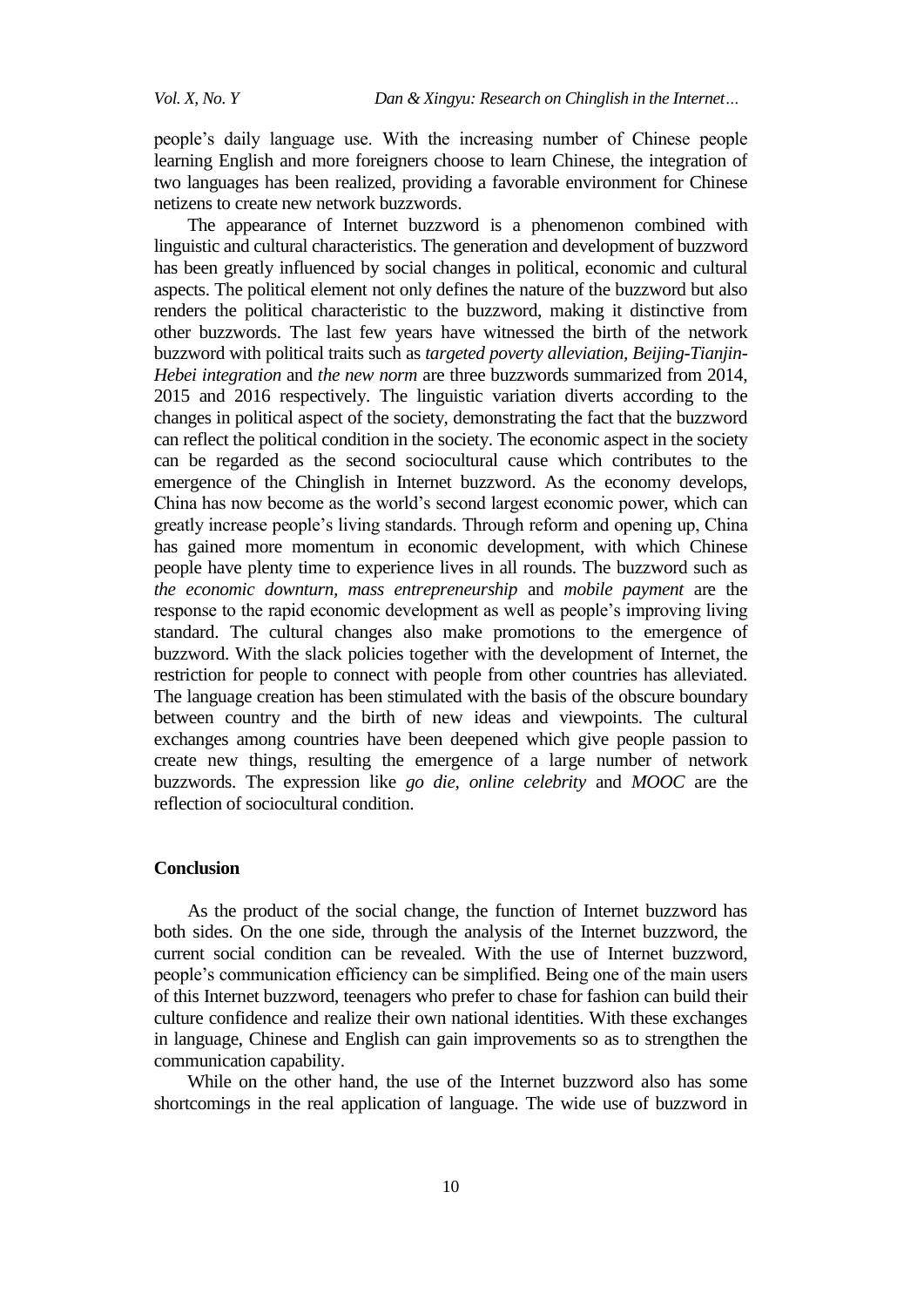people's daily language use. With the increasing number of Chinese people learning English and more foreigners choose to learn Chinese, the integration of two languages has been realized, providing a favorable environment for Chinese netizens to create new network buzzwords.

The appearance of Internet buzzword is a phenomenon combined with linguistic and cultural characteristics. The generation and development of buzzword has been greatly influenced by social changes in political, economic and cultural aspects. The political element not only defines the nature of the buzzword but also renders the political characteristic to the buzzword, making it distinctive from other buzzwords. The last few years have witnessed the birth of the network buzzword with political traits such as *targeted poverty alleviation, Beijing-Tianjin-Hebei integration* and *the new norm* are three buzzwords summarized from 2014, 2015 and 2016 respectively. The linguistic variation diverts according to the changes in political aspect of the society, demonstrating the fact that the buzzword can reflect the political condition in the society. The economic aspect in the society can be regarded as the second sociocultural cause which contributes to the emergence of the Chinglish in Internet buzzword. As the economy develops, China has now become as the world's second largest economic power, which can greatly increase people's living standards. Through reform and opening up, China has gained more momentum in economic development, with which Chinese people have plenty time to experience lives in all rounds. The buzzword such as *the economic downturn, mass entrepreneurship* and *mobile payment* are the response to the rapid economic development as well as people's improving living standard. The cultural changes also make promotions to the emergence of buzzword. With the slack policies together with the development of Internet, the restriction for people to connect with people from other countries has alleviated. The language creation has been stimulated with the basis of the obscure boundary between country and the birth of new ideas and viewpoints. The cultural exchanges among countries have been deepened which give people passion to create new things, resulting the emergence of a large number of network buzzwords. The expression like *go die, online celebrity* and *MOOC* are the reflection of sociocultural condition.

## Conclusion

As the product of the social change, the function of Internet buzzword has both sides. On the one side, through the analysis of the Internet buzzword, the current social condition can be revealed. With the use of Internet buzzword, people's communication efficiency can be simplified. Being one of the main users of this Internet buzzword, teenagers who prefer to chase for fashion can build their culture confidence and realize their own national identities. With these exchanges in language, Chinese and English can gain improvements so as to strengthen the communication capability.

While on the other hand, the use of the Internet buzzword also has some shortcomings in the real application of language. The wide use of buzzword in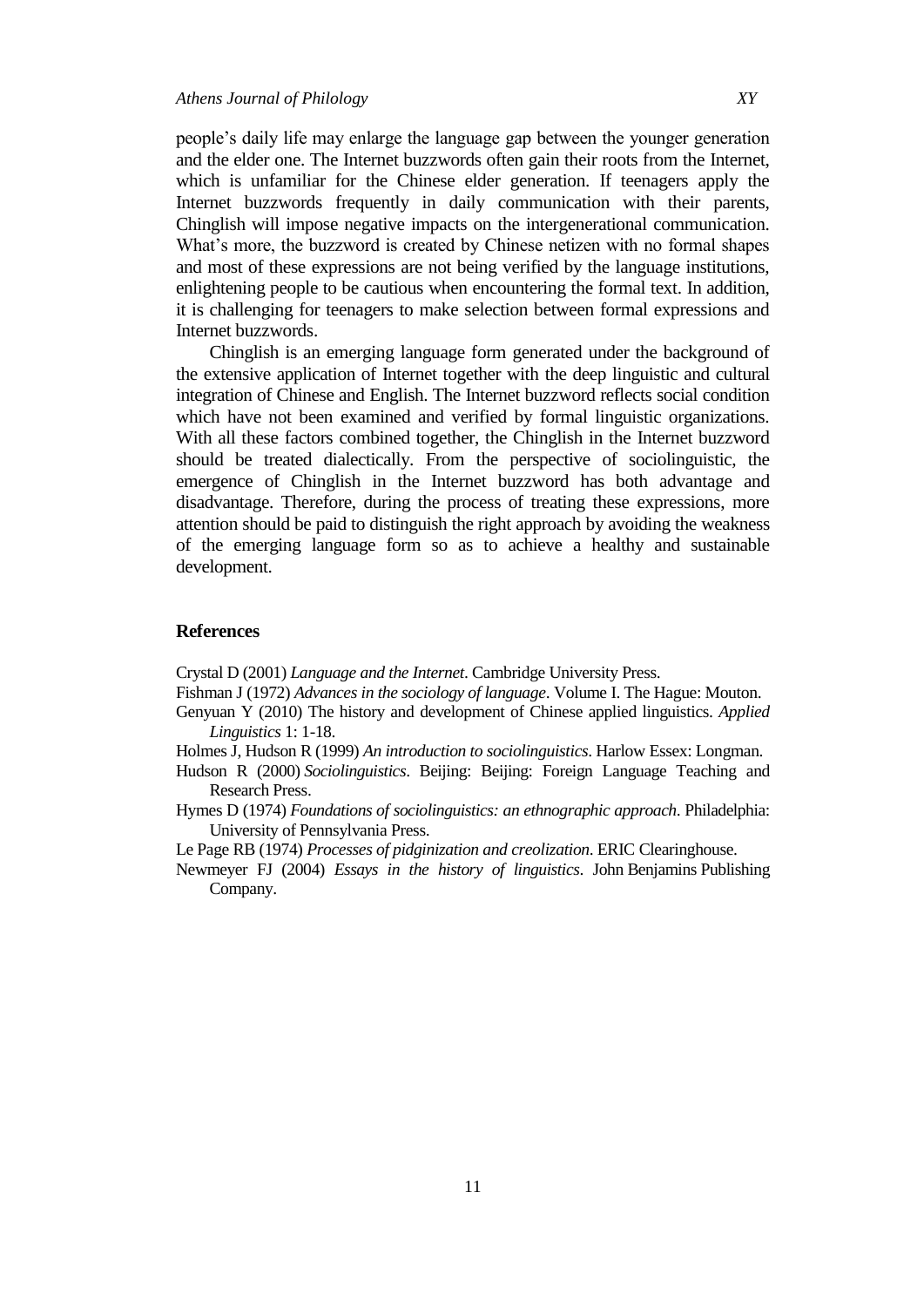people's daily life may enlarge the language gap between the younger generation and the elder one. The Internet buzzwords often gain their roots from the Internet, which is unfamiliar for the Chinese elder generation. If teenagers apply the Internet buzzwords frequently in daily communication with their parents, Chinglish will impose negative impacts on the intergenerational communication. What's more, the buzzword is created by Chinese netizen with no formal shapes and most of these expressions are not being verified by the language institutions, enlightening people to be cautious when encountering the formal text. In addition, it is challenging for teenagers to make selection between formal expressions and Internet buzzwords.

Chinglish is an emerging language form generated under the background of the extensive application of Internet together with the deep linguistic and cultural integration of Chinese and English. The Internet buzzword reflects social condition which have not been examined and verified by formal linguistic organizations. With all these factors combined together, the Chinglish in the Internet buzzword should be treated dialectically. From the perspective of sociolinguistic, the emergence of Chinglish in the Internet buzzword has both advantage and disadvantage. Therefore, during the process of treating these expressions, more attention should be paid to distinguish the right approach by avoiding the weakness of the emerging language form so as to achieve a healthy and sustainable development.

## References

Crystal D (2001) *Language and the Internet*. Cambridge University Press.

Fishman J (1972) *Advances in the sociology of language*. Volume I. The Hague: Mouton.

Genyuan Y (2010) The history and development of Chinese applied linguistics. *Applied Linguistics* 1: 1-18.

Holmes J, Hudson R (1999) *An introduction to sociolinguistics*. Harlow Essex: Longman.

Hudson R (2000) *Sociolinguistics*. Beijing: Beijing: Foreign Language Teaching and Research Press.

Hymes D (1974) *Foundations of sociolinguistics: an ethnographic approach*. Philadelphia: University of Pennsylvania Press.

Le Page RB (1974) *Processes of pidginization and creolization*. ERIC Clearinghouse.

Newmeyer FJ (2004) *Essays in the history of linguistics*. John Benjamins Publishing Company.